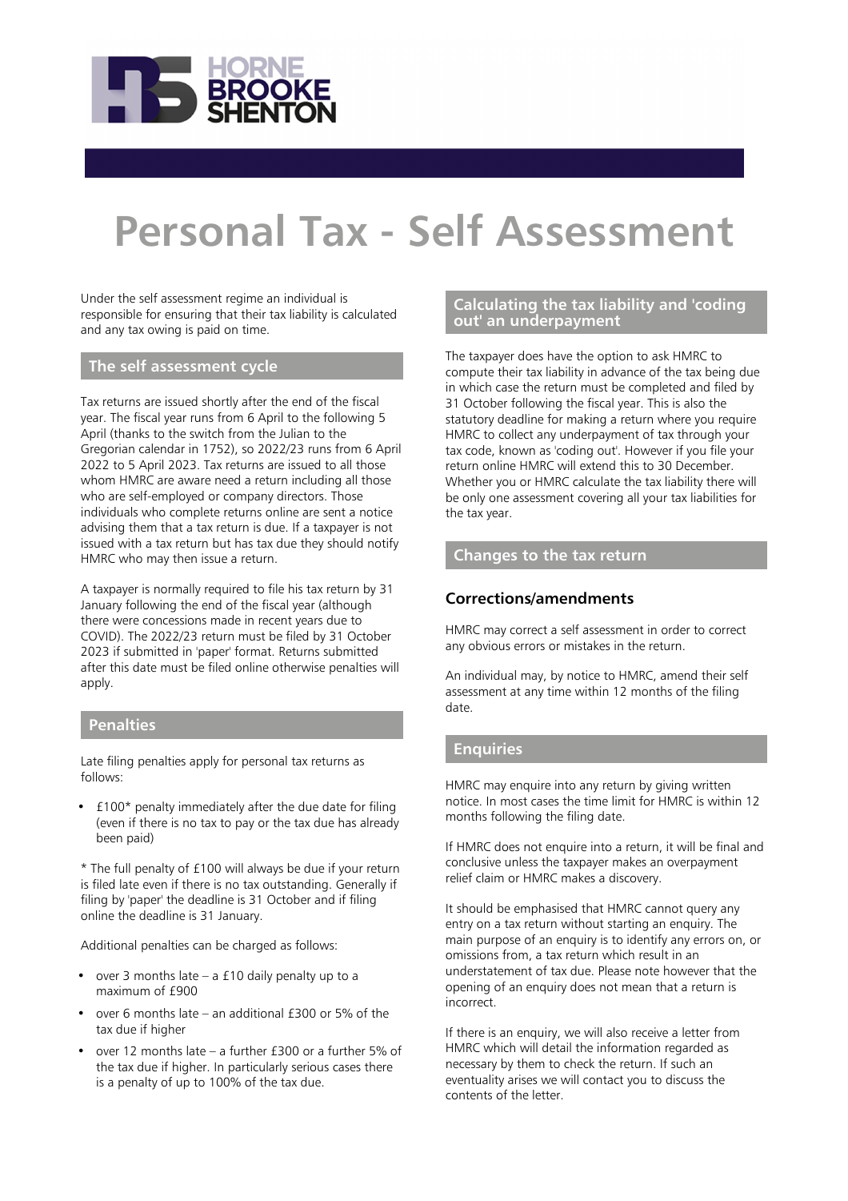HORNE BROOKE SHENTON

# Personal Tax - Self Assessment

Under the self assessment regime an individual is responsible for ensuring that their tax liability is calculated and any tax owing is paid on time.

## The self assessment cycle

Tax returns are issued shortly after the end of the fiscal year. The fiscal year runs from 6 April to the following 5 April (thanks to the switch from the Julian to the Gregorian calendar in 1752), so 2022/23 runs from 6 April 2022 to 5 April 2023. Tax returns are issued to all those whom HMRC are aware need a return including all those who are self-employed or company directors. Those individuals who complete returns online are sent a notice advising them that a tax return is due. If a taxpayer is not issued with a tax return but has tax due they should notify HMRC who may then issue a return.

A taxpayer is normally required to file his tax return by 31 January following the end of the fiscal year (although there were concessions made in recent years due to COVID). The 2022/23 return must be filed by 31 October 2023 if submitted in 'paper' format. Returns submitted after this date must be filed online otherwise penalties will apply.

## Penalties

Late filing penalties apply for personal tax returns as follows:

- £100* penalty immediately after the due date for filing (even if there is no tax to pay or the tax due has already been paid)

* The full penalty of £100 will always be due if your return is filed late even if there is no tax outstanding. Generally if filing by 'paper' the deadline is 31 October and if filing online the deadline is 31 January.

Additional penalties can be charged as follows:

- over 3 months late – a £10 daily penalty up to a maximum of £900
- over 6 months late – an additional £300 or 5% of the tax due if higher
- over 12 months late – a further £300 or a further 5% of the tax due if higher. In particularly serious cases there is a penalty of up to 100% of the tax due.

## Calculating the tax liability and 'coding out' an underpayment

The taxpayer does have the option to ask HMRC to compute their tax liability in advance of the tax being due in which case the return must be completed and filed by 31 October following the fiscal year. This is also the statutory deadline for making a return where you require HMRC to collect any underpayment of tax through your tax code, known as 'coding out'. However if you file your return online HMRC will extend this to 30 December. Whether you or HMRC calculate the tax liability there will be only one assessment covering all your tax liabilities for the tax year.

## Changes to the tax return

### Corrections/amendments

HMRC may correct a self assessment in order to correct any obvious errors or mistakes in the return.

An individual may, by notice to HMRC, amend their self assessment at any time within 12 months of the filing date.

## Enquiries

HMRC may enquire into any return by giving written notice. In most cases the time limit for HMRC is within 12 months following the filing date.

If HMRC does not enquire into a return, it will be final and conclusive unless the taxpayer makes an overpayment relief claim or HMRC makes a discovery.

It should be emphasised that HMRC cannot query any entry on a tax return without starting an enquiry. The main purpose of an enquiry is to identify any errors on, or omissions from, a tax return which result in an understatement of tax due. Please note however that the opening of an enquiry does not mean that a return is incorrect.

If there is an enquiry, we will also receive a letter from HMRC which will detail the information regarded as necessary by them to check the return. If such an eventuality arises we will contact you to discuss the contents of the letter.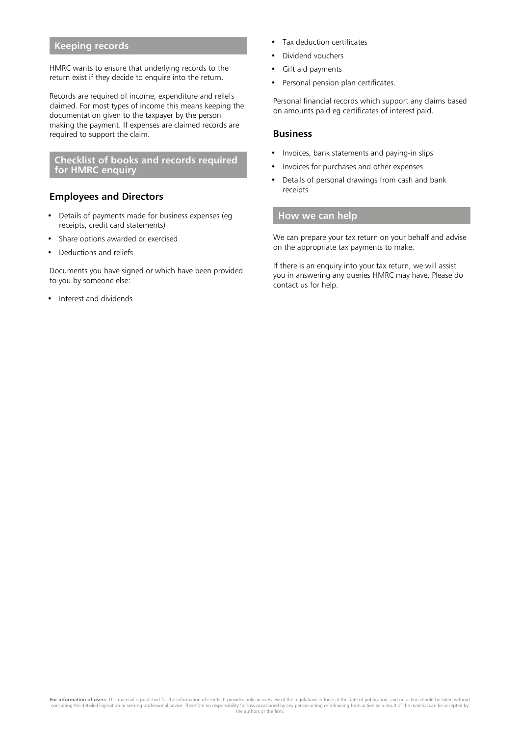## Keeping records

HMRC wants to ensure that underlying records to the return exist if they decide to enquire into the return.

Records are required of income, expenditure and reliefs claimed. For most types of income this means keeping the documentation given to the taxpayer by the person making the payment. If expenses are claimed records are required to support the claim.

## Checklist of books and records required for HMRC enquiry

### Employees and Directors

- Details of payments made for business expenses (eg receipts, credit card statements)
- Share options awarded or exercised
- Deductions and reliefs

Documents you have signed or which have been provided to you by someone else:

- Interest and dividends
- Tax deduction certificates
- Dividend vouchers
- Gift aid payments
- Personal pension plan certificates.

Personal financial records which support any claims based on amounts paid eg certificates of interest paid.

### Business

- Invoices, bank statements and paying-in slips
- Invoices for purchases and other expenses
- Details of personal drawings from cash and bank receipts

## How we can help

We can prepare your tax return on your behalf and advise on the appropriate tax payments to make.

If there is an enquiry into your tax return, we will assist you in answering any queries HMRC may have. Please do contact us for help.

**For information of users:** This material is published for the information of clients. It provides only an overview of the regulations in force at the date of publication, and no action should be taken without consulting the detailed legislation or seeking professional advice. Therefore no responsibility for loss occasioned by any person acting or refraining from action as a result of the material can be accepted by the authors or the firm.